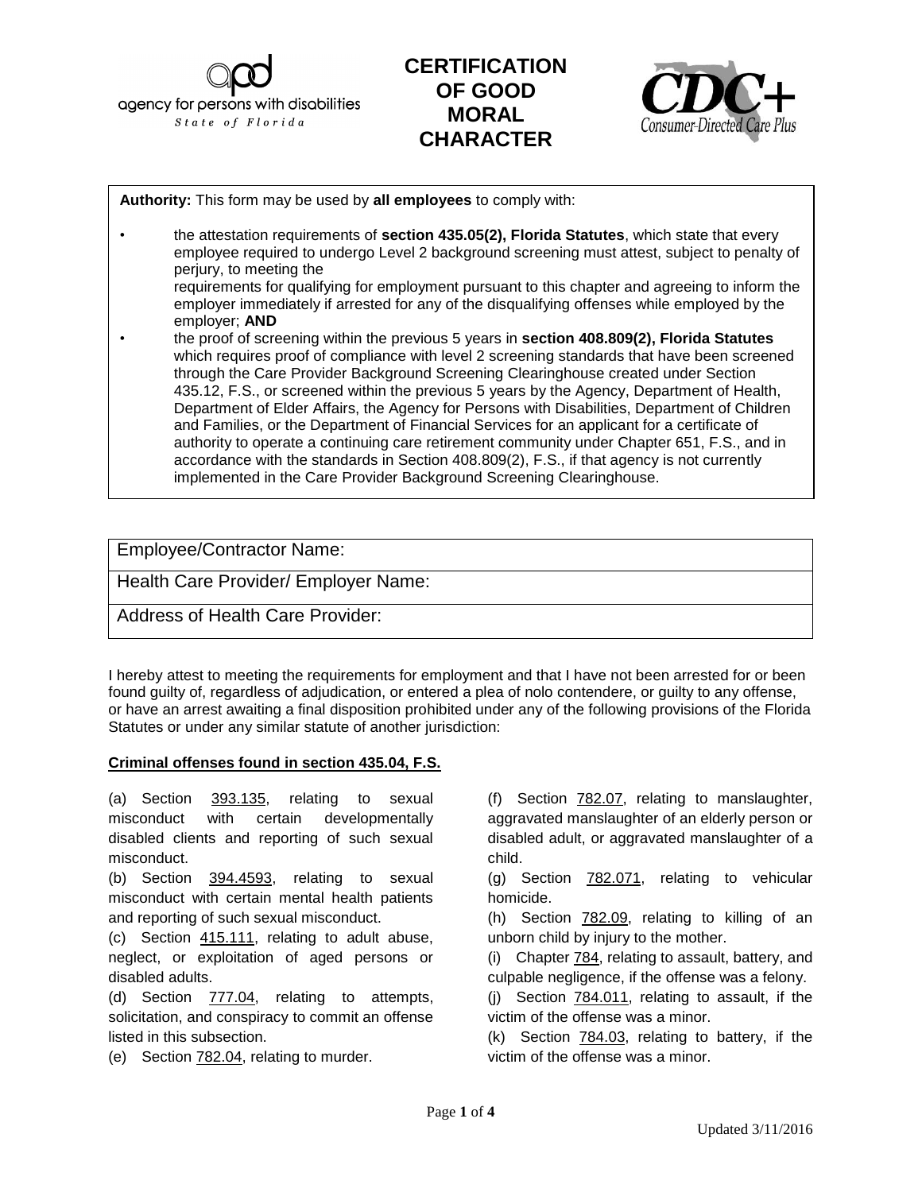agency for persons with disabilities
State of Florida

# CERTIFICATION OF GOOD MORAL CHARACTER

CDC+ Consumer-Directed Care Plus

**Authority:** This form may be used by **all employees** to comply with:

- the attestation requirements of **section 435.05(2), Florida Statutes**, which state that every employee required to undergo Level 2 background screening must attest, subject to penalty of perjury, to meeting the requirements for qualifying for employment pursuant to this chapter and agreeing to inform the employer immediately if arrested for any of the disqualifying offenses while employed by the employer; **AND**
- the proof of screening within the previous 5 years in **section 408.809(2), Florida Statutes** which requires proof of compliance with level 2 screening standards that have been screened through the Care Provider Background Screening Clearinghouse created under Section 435.12, F.S., or screened within the previous 5 years by the Agency, Department of Health, Department of Elder Affairs, the Agency for Persons with Disabilities, Department of Children and Families, or the Department of Financial Services for an applicant for a certificate of authority to operate a continuing care retirement community under Chapter 651, F.S., and in accordance with the standards in Section 408.809(2), F.S., if that agency is not currently implemented in the Care Provider Background Screening Clearinghouse.

Employee/Contractor Name:

Health Care Provider/ Employer Name:

Address of Health Care Provider:

I hereby attest to meeting the requirements for employment and that I have not been arrested for or been found guilty of, regardless of adjudication, or entered a plea of nolo contendere, or guilty to any offense, or have an arrest awaiting a final disposition prohibited under any of the following provisions of the Florida Statutes or under any similar statute of another jurisdiction:

**Criminal offenses found in section 435.04, F.S.**

(a) Section 393.135, relating to sexual misconduct with certain developmentally disabled clients and reporting of such sexual misconduct.

(b) Section 394.4593, relating to sexual misconduct with certain mental health patients and reporting of such sexual misconduct.

(c) Section 415.111, relating to adult abuse, neglect, or exploitation of aged persons or disabled adults.

(d) Section 777.04, relating to attempts, solicitation, and conspiracy to commit an offense listed in this subsection.

(e) Section 782.04, relating to murder.

(f) Section 782.07, relating to manslaughter, aggravated manslaughter of an elderly person or disabled adult, or aggravated manslaughter of a child.

(g) Section 782.071, relating to vehicular homicide.

(h) Section 782.09, relating to killing of an unborn child by injury to the mother.

(i) Chapter 784, relating to assault, battery, and culpable negligence, if the offense was a felony.

(j) Section 784.011, relating to assault, if the victim of the offense was a minor.

(k) Section 784.03, relating to battery, if the victim of the offense was a minor.

Updated 3/11/2016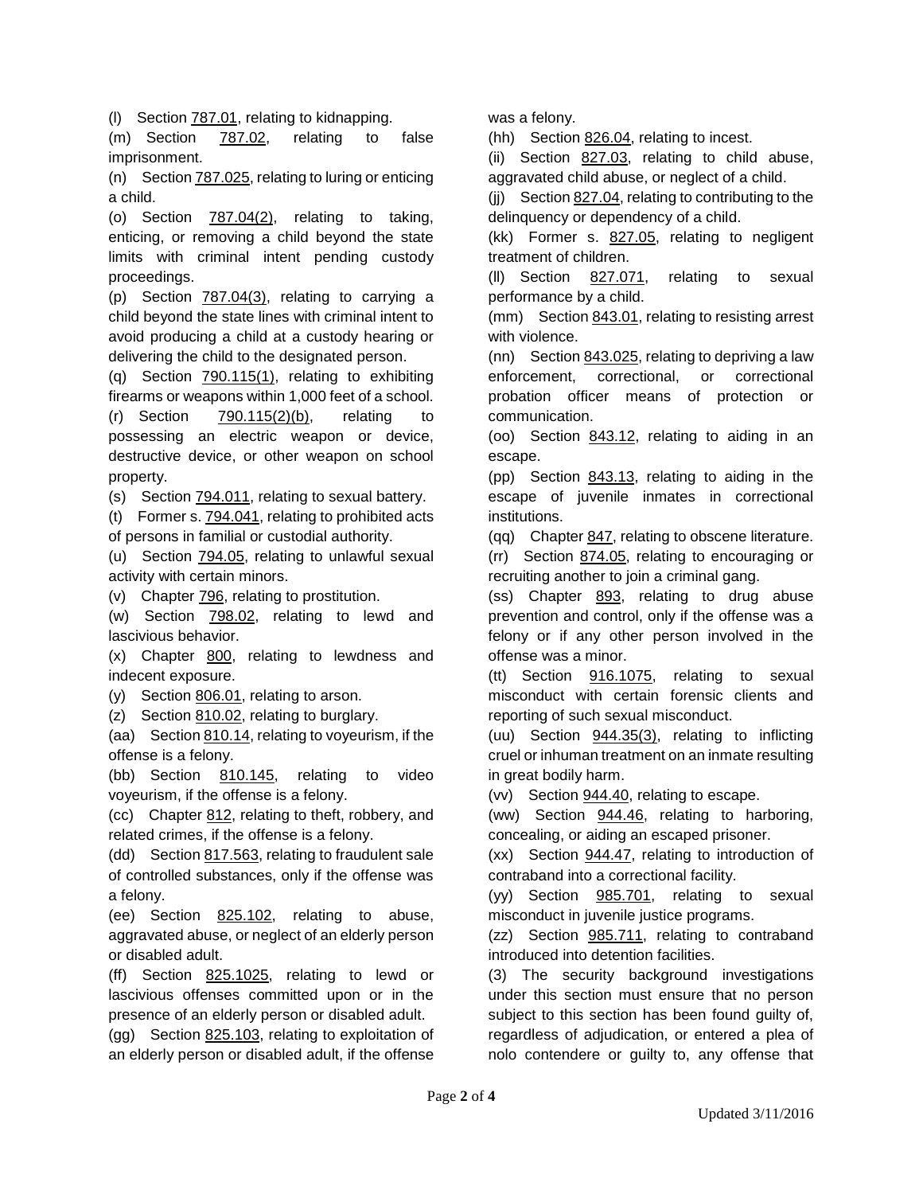(l) Section 787.01, relating to kidnapping.

(m) Section 787.02, relating to false imprisonment.

(n) Section 787.025, relating to luring or enticing a child.

(o) Section 787.04(2), relating to taking, enticing, or removing a child beyond the state limits with criminal intent pending custody proceedings.

(p) Section 787.04(3), relating to carrying a child beyond the state lines with criminal intent to avoid producing a child at a custody hearing or delivering the child to the designated person.

(q) Section 790.115(1), relating to exhibiting firearms or weapons within 1,000 feet of a school.

(r) Section 790.115(2)(b), relating to possessing an electric weapon or device, destructive device, or other weapon on school property.

(s) Section 794.011, relating to sexual battery.

(t) Former s. 794.041, relating to prohibited acts of persons in familial or custodial authority.

(u) Section 794.05, relating to unlawful sexual activity with certain minors.

(v) Chapter 796, relating to prostitution.

(w) Section 798.02, relating to lewd and lascivious behavior.

(x) Chapter 800, relating to lewdness and indecent exposure.

(y) Section 806.01, relating to arson.

(z) Section 810.02, relating to burglary.

(aa) Section 810.14, relating to voyeurism, if the offense is a felony.

(bb) Section 810.145, relating to video voyeurism, if the offense is a felony.

(cc) Chapter 812, relating to theft, robbery, and related crimes, if the offense is a felony.

(dd) Section 817.563, relating to fraudulent sale of controlled substances, only if the offense was a felony.

(ee) Section 825.102, relating to abuse, aggravated abuse, or neglect of an elderly person or disabled adult.

(ff) Section 825.1025, relating to lewd or lascivious offenses committed upon or in the presence of an elderly person or disabled adult.

(gg) Section 825.103, relating to exploitation of an elderly person or disabled adult, if the offense was a felony.

(hh) Section 826.04, relating to incest.

(ii) Section 827.03, relating to child abuse, aggravated child abuse, or neglect of a child.

(jj) Section 827.04, relating to contributing to the delinquency or dependency of a child.

(kk) Former s. 827.05, relating to negligent treatment of children.

(ll) Section 827.071, relating to sexual performance by a child.

(mm) Section 843.01, relating to resisting arrest with violence.

(nn) Section 843.025, relating to depriving a law enforcement, correctional, or correctional probation officer means of protection or communication.

(oo) Section 843.12, relating to aiding in an escape.

(pp) Section 843.13, relating to aiding in the escape of juvenile inmates in correctional institutions.

(qq) Chapter 847, relating to obscene literature.

(rr) Section 874.05, relating to encouraging or recruiting another to join a criminal gang.

(ss) Chapter 893, relating to drug abuse prevention and control, only if the offense was a felony or if any other person involved in the offense was a minor.

(tt) Section 916.1075, relating to sexual misconduct with certain forensic clients and reporting of such sexual misconduct.

(uu) Section 944.35(3), relating to inflicting cruel or inhuman treatment on an inmate resulting in great bodily harm.

(vv) Section 944.40, relating to escape.

(ww) Section 944.46, relating to harboring, concealing, or aiding an escaped prisoner.

(xx) Section 944.47, relating to introduction of contraband into a correctional facility.

(yy) Section 985.701, relating to sexual misconduct in juvenile justice programs.

(zz) Section 985.711, relating to contraband introduced into detention facilities.

(3) The security background investigations under this section must ensure that no person subject to this section has been found guilty of, regardless of adjudication, or entered a plea of nolo contendere or guilty to, any offense that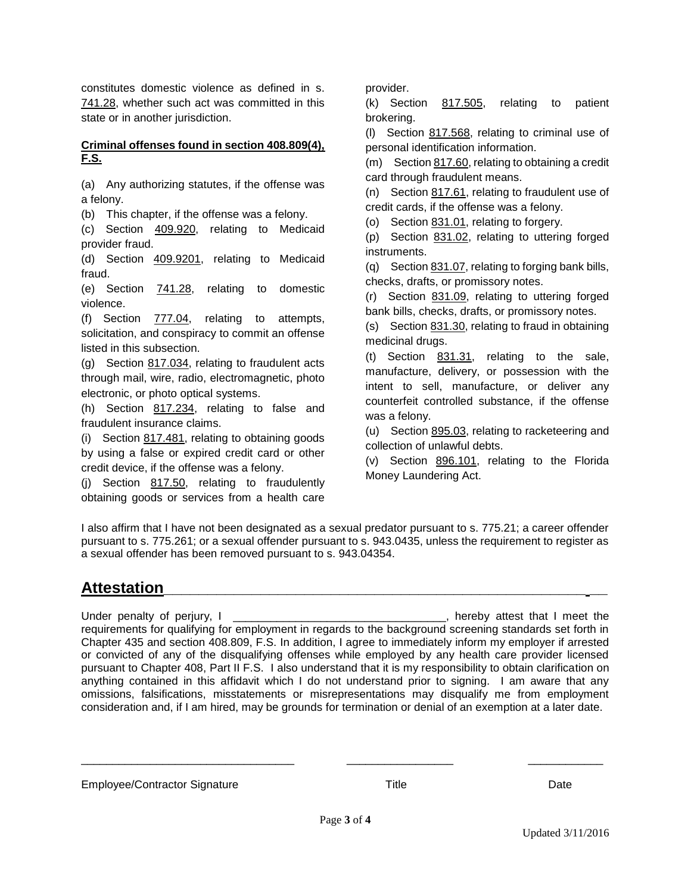constitutes domestic violence as defined in s. 741.28, whether such act was committed in this state or in another jurisdiction.

**Criminal offenses found in section 408.809(4), F.S.**

(a) Any authorizing statutes, if the offense was a felony.
(b) This chapter, if the offense was a felony.
(c) Section 409.920, relating to Medicaid provider fraud.
(d) Section 409.9201, relating to Medicaid fraud.
(e) Section 741.28, relating to domestic violence.
(f) Section 777.04, relating to attempts, solicitation, and conspiracy to commit an offense listed in this subsection.
(g) Section 817.034, relating to fraudulent acts through mail, wire, radio, electromagnetic, photo electronic, or photo optical systems.
(h) Section 817.234, relating to false and fraudulent insurance claims.
(i) Section 817.481, relating to obtaining goods by using a false or expired credit card or other credit device, if the offense was a felony.
(j) Section 817.50, relating to fraudulently obtaining goods or services from a health care provider.
(k) Section 817.505, relating to patient brokering.
(l) Section 817.568, relating to criminal use of personal identification information.
(m) Section 817.60, relating to obtaining a credit card through fraudulent means.
(n) Section 817.61, relating to fraudulent use of credit cards, if the offense was a felony.
(o) Section 831.01, relating to forgery.
(p) Section 831.02, relating to uttering forged instruments.
(q) Section 831.07, relating to forging bank bills, checks, drafts, or promissory notes.
(r) Section 831.09, relating to uttering forged bank bills, checks, drafts, or promissory notes.
(s) Section 831.30, relating to fraud in obtaining medicinal drugs.
(t) Section 831.31, relating to the sale, manufacture, delivery, or possession with the intent to sell, manufacture, or deliver any counterfeit controlled substance, if the offense was a felony.
(u) Section 895.03, relating to racketeering and collection of unlawful debts.
(v) Section 896.101, relating to the Florida Money Laundering Act.

I also affirm that I have not been designated as a sexual predator pursuant to s. 775.21; a career offender pursuant to s. 775.261; or a sexual offender pursuant to s. 943.0435, unless the requirement to register as a sexual offender has been removed pursuant to s. 943.04354.

## Attestation

Under penalty of perjury, I ________________________________, hereby attest that I meet the requirements for qualifying for employment in regards to the background screening standards set forth in Chapter 435 and section 408.809, F.S. In addition, I agree to immediately inform my employer if arrested or convicted of any of the disqualifying offenses while employed by any health care provider licensed pursuant to Chapter 408, Part II F.S. I also understand that it is my responsibility to obtain clarification on anything contained in this affidavit which I do not understand prior to signing. I am aware that any omissions, falsifications, misstatements or misrepresentations may disqualify me from employment consideration and, if I am hired, may be grounds for termination or denial of an exemption at a later date.

________________________________ ________________ ____________

Employee/Contractor Signature Title Date

Updated 3/11/2016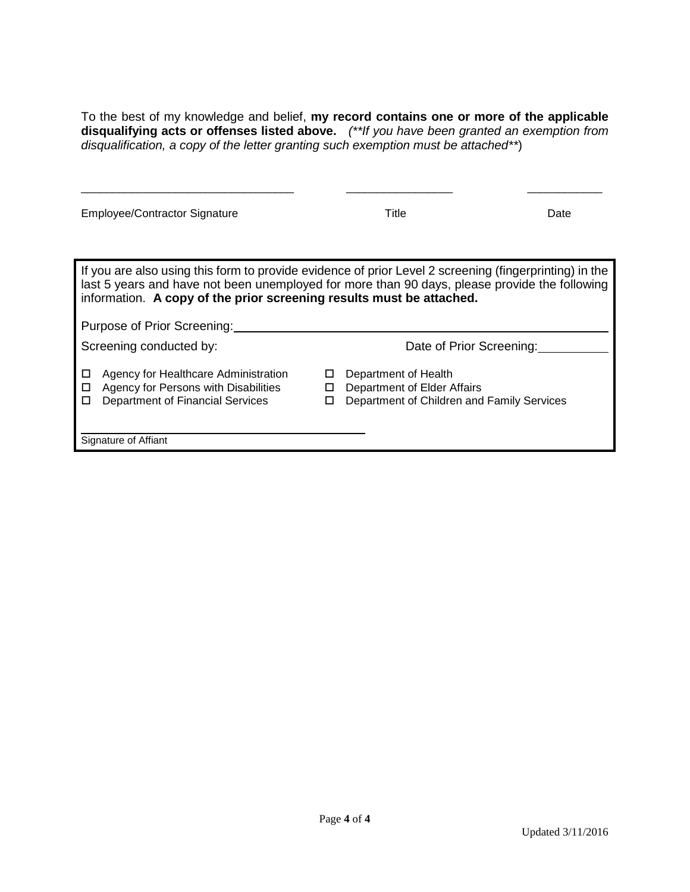To the best of my knowledge and belief, **my record contains one or more of the applicable disqualifying acts or offenses listed above.** *(\*\*If you have been granted an exemption from disqualification, a copy of the letter granting such exemption must be attached\*\*)*

\_\_\_\_\_\_\_\_\_\_\_\_\_\_\_\_\_\_\_\_\_\_\_\_\_\_\_\_\_\_\_\_ \_\_\_\_\_\_\_\_\_\_\_\_\_\_\_\_ \_\_\_\_\_\_\_\_\_\_\_

Employee/Contractor Signature | Title | Date

---

If you are also using this form to provide evidence of prior Level 2 screening (fingerprinting) in the last 5 years and have not been unemployed for more than 90 days, please provide the following information. **A copy of the prior screening results must be attached.**

Purpose of Prior Screening: \_\_\_\_\_\_\_\_\_\_\_\_\_\_\_\_\_\_\_\_\_\_\_\_\_\_\_\_\_\_\_\_\_\_\_\_\_\_\_\_

Screening conducted by: Date of Prior Screening: \_\_\_\_\_\_\_\_\_\_

- ☐ Agency for Healthcare Administration
- ☐ Agency for Persons with Disabilities
- ☐ Department of Financial Services
- ☐ Department of Health
- ☐ Department of Elder Affairs
- ☐ Department of Children and Family Services

\_\_\_\_\_\_\_\_\_\_\_\_\_\_\_\_\_\_\_\_\_\_\_\_\_\_\_\_\_\_\_\_\_\_\_\_\_\_\_\_

Signature of Affiant

Updated 3/11/2016